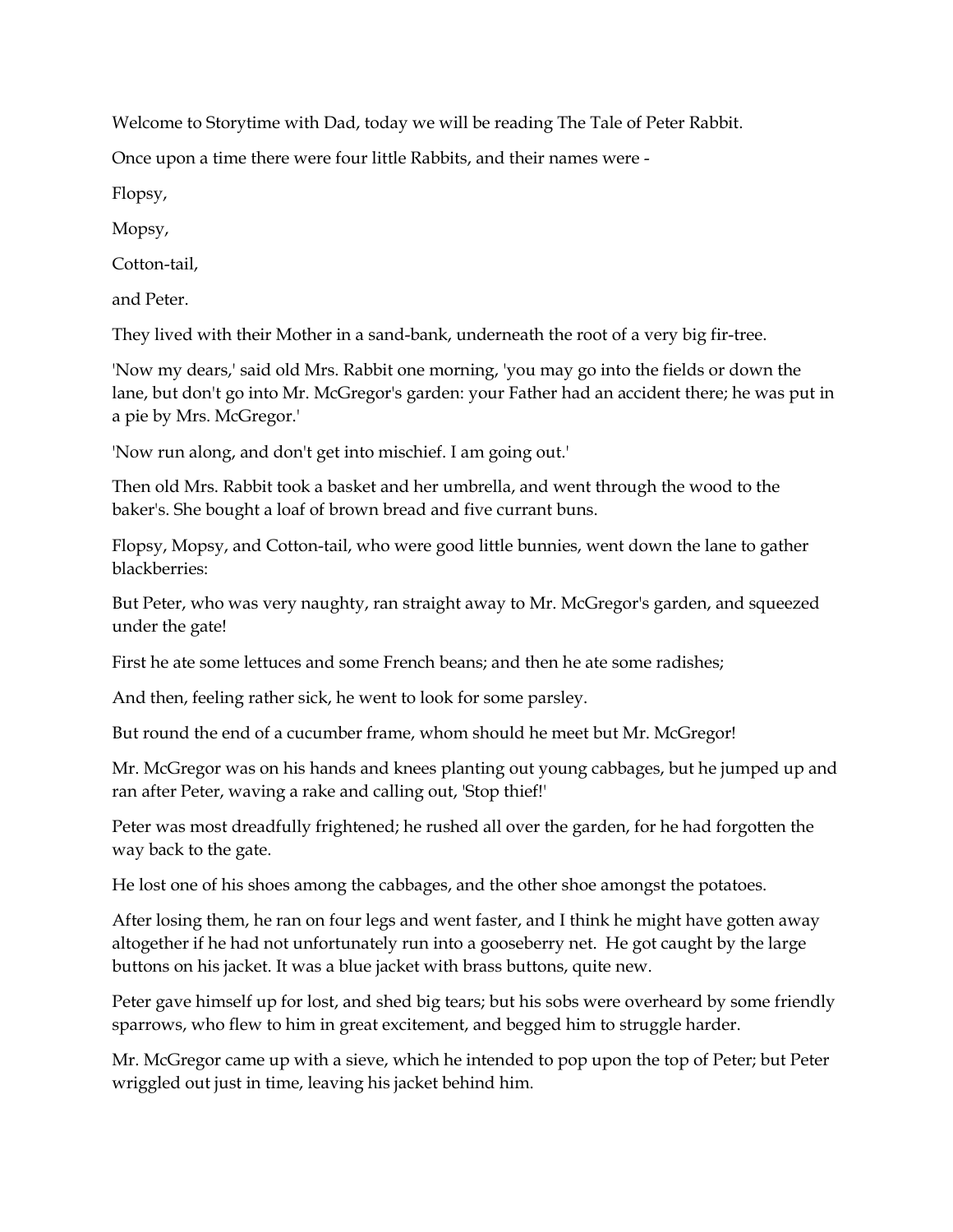Welcome to Storytime with Dad, today we will be reading The Tale of Peter Rabbit.

Once upon a time there were four little Rabbits, and their names were -

Flopsy,

Mopsy,

Cotton-tail,

and Peter.

They lived with their Mother in a sand-bank, underneath the root of a very big fir-tree.

'Now my dears,' said old Mrs. Rabbit one morning, 'you may go into the fields or down the lane, but don't go into Mr. McGregor's garden: your Father had an accident there; he was put in a pie by Mrs. McGregor.'

'Now run along, and don't get into mischief. I am going out.'

Then old Mrs. Rabbit took a basket and her umbrella, and went through the wood to the baker's. She bought a loaf of brown bread and five currant buns.

Flopsy, Mopsy, and Cotton-tail, who were good little bunnies, went down the lane to gather blackberries:

But Peter, who was very naughty, ran straight away to Mr. McGregor's garden, and squeezed under the gate!

First he ate some lettuces and some French beans; and then he ate some radishes;

And then, feeling rather sick, he went to look for some parsley.

But round the end of a cucumber frame, whom should he meet but Mr. McGregor!

Mr. McGregor was on his hands and knees planting out young cabbages, but he jumped up and ran after Peter, waving a rake and calling out, 'Stop thief!'

Peter was most dreadfully frightened; he rushed all over the garden, for he had forgotten the way back to the gate.

He lost one of his shoes among the cabbages, and the other shoe amongst the potatoes.

After losing them, he ran on four legs and went faster, and I think he might have gotten away altogether if he had not unfortunately run into a gooseberry net. He got caught by the large buttons on his jacket. It was a blue jacket with brass buttons, quite new.

Peter gave himself up for lost, and shed big tears; but his sobs were overheard by some friendly sparrows, who flew to him in great excitement, and begged him to struggle harder.

Mr. McGregor came up with a sieve, which he intended to pop upon the top of Peter; but Peter wriggled out just in time, leaving his jacket behind him.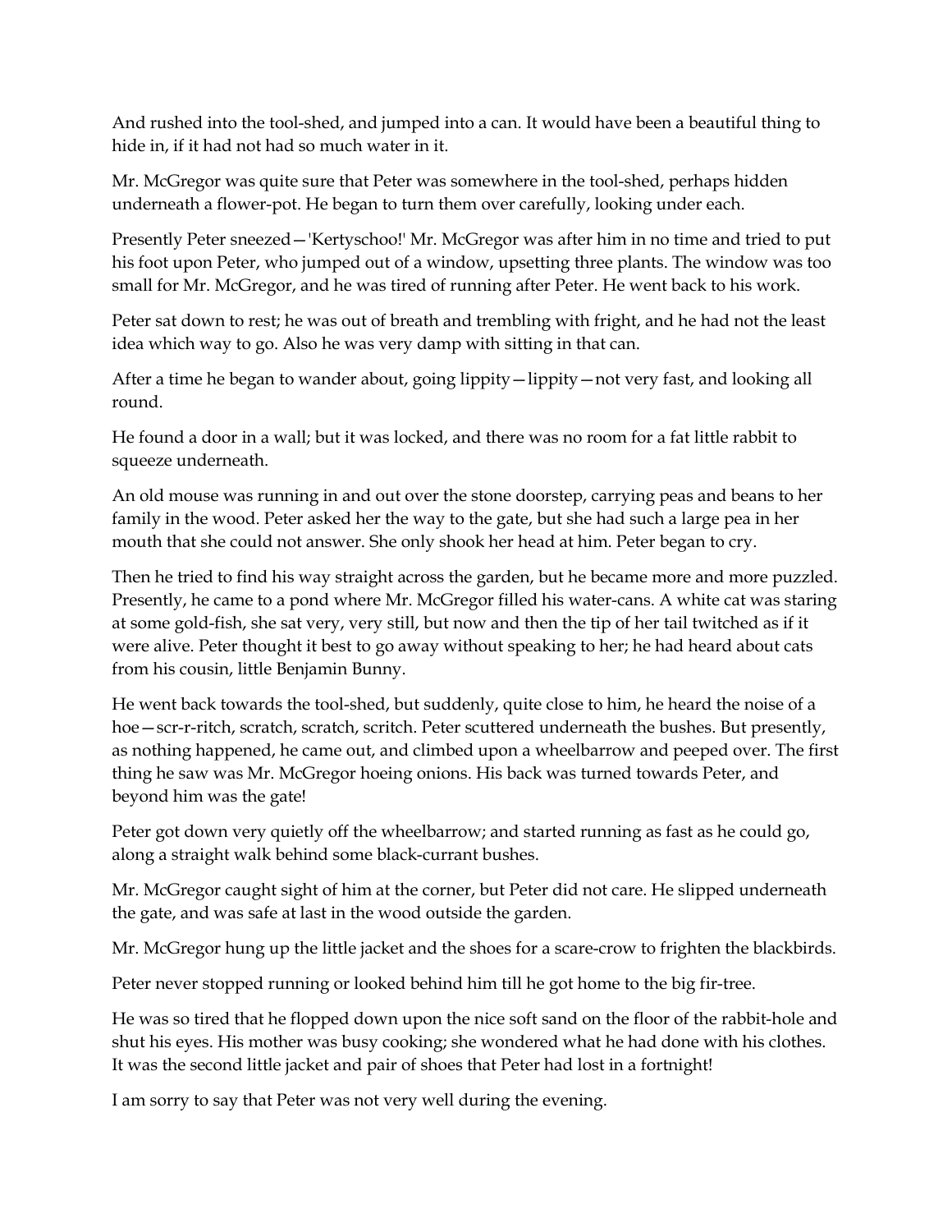And rushed into the tool-shed, and jumped into a can. It would have been a beautiful thing to hide in, if it had not had so much water in it.

Mr. McGregor was quite sure that Peter was somewhere in the tool-shed, perhaps hidden underneath a flower-pot. He began to turn them over carefully, looking under each.

Presently Peter sneezed—'Kertyschoo!' Mr. McGregor was after him in no time and tried to put his foot upon Peter, who jumped out of a window, upsetting three plants. The window was too small for Mr. McGregor, and he was tired of running after Peter. He went back to his work.

Peter sat down to rest; he was out of breath and trembling with fright, and he had not the least idea which way to go. Also he was very damp with sitting in that can.

After a time he began to wander about, going lippity—lippity—not very fast, and looking all round.

He found a door in a wall; but it was locked, and there was no room for a fat little rabbit to squeeze underneath.

An old mouse was running in and out over the stone doorstep, carrying peas and beans to her family in the wood. Peter asked her the way to the gate, but she had such a large pea in her mouth that she could not answer. She only shook her head at him. Peter began to cry.

Then he tried to find his way straight across the garden, but he became more and more puzzled. Presently, he came to a pond where Mr. McGregor filled his water-cans. A white cat was staring at some gold-fish, she sat very, very still, but now and then the tip of her tail twitched as if it were alive. Peter thought it best to go away without speaking to her; he had heard about cats from his cousin, little Benjamin Bunny.

He went back towards the tool-shed, but suddenly, quite close to him, he heard the noise of a hoe—scr-r-ritch, scratch, scratch, scritch. Peter scuttered underneath the bushes. But presently, as nothing happened, he came out, and climbed upon a wheelbarrow and peeped over. The first thing he saw was Mr. McGregor hoeing onions. His back was turned towards Peter, and beyond him was the gate!

Peter got down very quietly off the wheelbarrow; and started running as fast as he could go, along a straight walk behind some black-currant bushes.

Mr. McGregor caught sight of him at the corner, but Peter did not care. He slipped underneath the gate, and was safe at last in the wood outside the garden.

Mr. McGregor hung up the little jacket and the shoes for a scare-crow to frighten the blackbirds.

Peter never stopped running or looked behind him till he got home to the big fir-tree.

He was so tired that he flopped down upon the nice soft sand on the floor of the rabbit-hole and shut his eyes. His mother was busy cooking; she wondered what he had done with his clothes. It was the second little jacket and pair of shoes that Peter had lost in a fortnight!

I am sorry to say that Peter was not very well during the evening.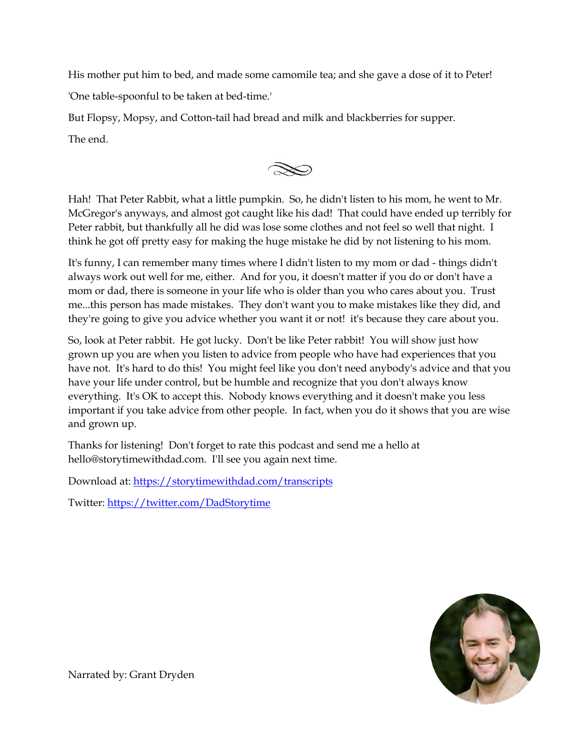His mother put him to bed, and made some camomile tea; and she gave a dose of it to Peter!

'One table-spoonful to be taken at bed-time.'

But Flopsy, Mopsy, and Cotton-tail had bread and milk and blackberries for supper.

The end.

Hah! That Peter Rabbit, what a little pumpkin. So, he didn't listen to his mom, he went to Mr. McGregor's anyways, and almost got caught like his dad! That could have ended up terribly for Peter rabbit, but thankfully all he did was lose some clothes and not feel so well that night. I think he got off pretty easy for making the huge mistake he did by not listening to his mom.

It's funny, I can remember many times where I didn't listen to my mom or dad - things didn't always work out well for me, either. And for you, it doesn't matter if you do or don't have a mom or dad, there is someone in your life who is older than you who cares about you. Trust me...this person has made mistakes. They don't want you to make mistakes like they did, and they're going to give you advice whether you want it or not! it's because they care about you.

So, look at Peter rabbit. He got lucky. Don't be like Peter rabbit! You will show just how grown up you are when you listen to advice from people who have had experiences that you have not. It's hard to do this! You might feel like you don't need anybody's advice and that you have your life under control, but be humble and recognize that you don't always know everything. It's OK to accept this. Nobody knows everything and it doesn't make you less important if you take advice from other people. In fact, when you do it shows that you are wise and grown up.

Thanks for listening! Don't forget to rate this podcast and send me a hello at hello@storytimewithdad.com. I'll see you again next time.

Download at: https://storytimewithdad.com/transcripts

Twitter: https://twitter.com/DadStorytime

Narrated by: Grant Dryden